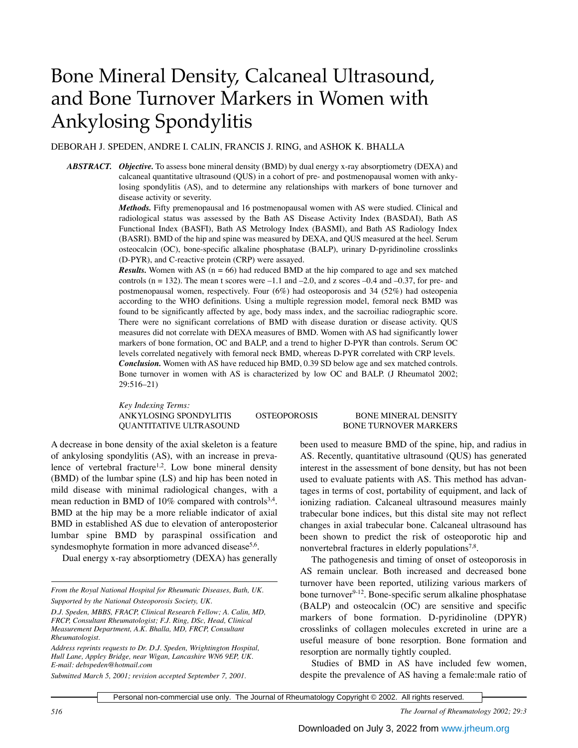# Bone Mineral Density, Calcaneal Ultrasound, and Bone Turnover Markers in Women with Ankylosing Spondylitis

DEBORAH J. SPEDEN, ANDRE I. CALIN, FRANCIS J. RING, and ASHOK K. BHALLA

**ABSTRACT.** ***Objective.*** To assess bone mineral density (BMD) by dual energy x-ray absorptiometry (DEXA) and calcaneal quantitative ultrasound (QUS) in a cohort of pre- and postmenopausal women with ankylosing spondylitis (AS), and to determine any relationships with markers of bone turnover and disease activity or severity.

***Methods.*** Fifty premenopausal and 16 postmenopausal women with AS were studied. Clinical and radiological status was assessed by the Bath AS Disease Activity Index (BASDAI), Bath AS Functional Index (BASFI), Bath AS Metrology Index (BASMI), and Bath AS Radiology Index (BASRI). BMD of the hip and spine was measured by DEXA, and QUS measured at the heel. Serum osteocalcin (OC), bone-specific alkaline phosphatase (BALP), urinary D-pyridinoline crosslinks (D-PYR), and C-reactive protein (CRP) were assayed.

***Results.*** Women with AS (n = 66) had reduced BMD at the hip compared to age and sex matched controls (n = 132). The mean t scores were –1.1 and –2.0, and z scores –0.4 and –0.37, for pre- and postmenopausal women, respectively. Four (6%) had osteoporosis and 34 (52%) had osteopenia according to the WHO definitions. Using a multiple regression model, femoral neck BMD was found to be significantly affected by age, body mass index, and the sacroiliac radiographic score. There were no significant correlations of BMD with disease duration or disease activity. QUS measures did not correlate with DEXA measures of BMD. Women with AS had significantly lower markers of bone formation, OC and BALP, and a trend to higher D-PYR than controls. Serum OC levels correlated negatively with femoral neck BMD, whereas D-PYR correlated with CRP levels.

***Conclusion.*** Women with AS have reduced hip BMD, 0.39 SD below age and sex matched controls. Bone turnover in women with AS is characterized by low OC and BALP. (J Rheumatol 2002; 29:516–21)

*Key Indexing Terms:*
ANKYLOSING SPONDYLITIS — OSTEOPOROSIS — BONE MINERAL DENSITY — QUANTITATIVE ULTRASOUND — BONE TURNOVER MARKERS

A decrease in bone density of the axial skeleton is a feature of ankylosing spondylitis (AS), with an increase in prevalence of vertebral fracture[1,2]. Low bone mineral density (BMD) of the lumbar spine (LS) and hip has been noted in mild disease with minimal radiological changes, with a mean reduction in BMD of 10% compared with controls[3,4]. BMD at the hip may be a more reliable indicator of axial BMD in established AS due to elevation of anteroposterior lumbar spine BMD by paraspinal ossification and syndesmophyte formation in more advanced disease[5,6].

Dual energy x-ray absorptiometry (DEXA) has generally been used to measure BMD of the spine, hip, and radius in AS. Recently, quantitative ultrasound (QUS) has generated interest in the assessment of bone density, but has not been used to evaluate patients with AS. This method has advantages in terms of cost, portability of equipment, and lack of ionizing radiation. Calcaneal ultrasound measures mainly trabecular bone indices, but this distal site may not reflect changes in axial trabecular bone. Calcaneal ultrasound has been shown to predict the risk of osteoporotic hip and nonvertebral fractures in elderly populations[7,8].

The pathogenesis and timing of onset of osteoporosis in AS remain unclear. Both increased and decreased bone turnover have been reported, utilizing various markers of bone turnover[9-12]. Bone-specific serum alkaline phosphatase (BALP) and osteocalcin (OC) are sensitive and specific markers of bone formation. D-pyridinoline (DPYR) crosslinks of collagen molecules excreted in urine are a useful measure of bone resorption. Bone formation and resorption are normally tightly coupled.

Studies of BMD in AS have included few women, despite the prevalence of AS having a female:male ratio of

*From the Royal National Hospital for Rheumatic Diseases, Bath, UK.*

*Supported by the National Osteoporosis Society, UK.*

*D.J. Speden, MBBS, FRACP, Clinical Research Fellow; A. Calin, MD, FRCP, Consultant Rheumatologist; F.J. Ring, DSc, Head, Clinical Measurement Department, A.K. Bhalla, MD, FRCP, Consultant Rheumatologist.*

*Address reprints requests to Dr. D.J. Speden, Wrightington Hospital, Hull Lane, Appley Bridge, near Wigan, Lancashire WN6 9EP, UK. E-mail: debspeden@hotmail.com*

*Submitted March 5, 2001; revision accepted September 7, 2001.*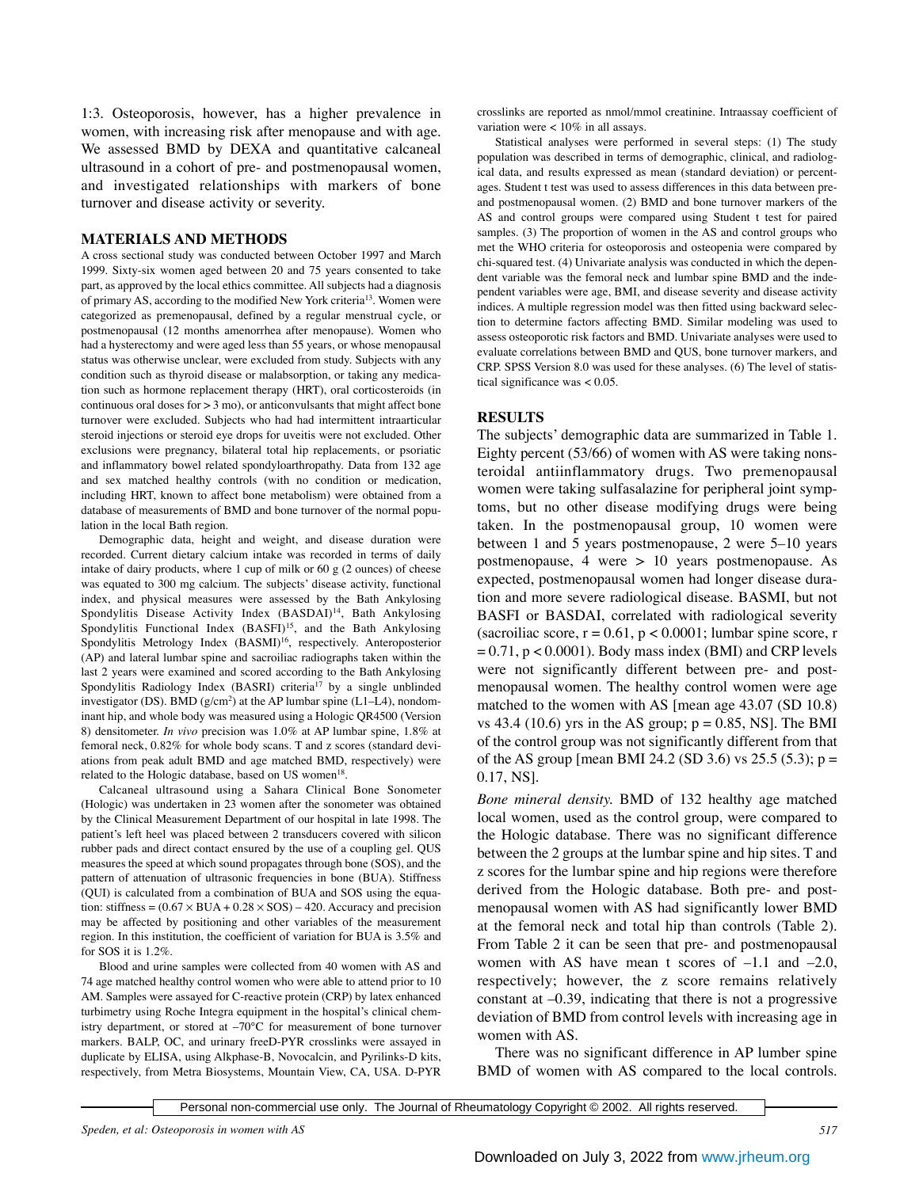1:3. Osteoporosis, however, has a higher prevalence in women, with increasing risk after menopause and with age. We assessed BMD by DEXA and quantitative calcaneal ultrasound in a cohort of pre- and postmenopausal women, and investigated relationships with markers of bone turnover and disease activity or severity.

## MATERIALS AND METHODS

A cross sectional study was conducted between October 1997 and March 1999. Sixty-six women aged between 20 and 75 years consented to take part, as approved by the local ethics committee. All subjects had a diagnosis of primary AS, according to the modified New York criteria[13]. Women were categorized as premenopausal, defined by a regular menstrual cycle, or postmenopausal (12 months amenorrhea after menopause). Women who had a hysterectomy and were aged less than 55 years, or whose menopausal status was otherwise unclear, were excluded from study. Subjects with any condition such as thyroid disease or malabsorption, or taking any medication such as hormone replacement therapy (HRT), oral corticosteroids (in continuous oral doses for > 3 mo), or anticonvulsants that might affect bone turnover were excluded. Subjects who had had intermittent intraarticular steroid injections or steroid eye drops for uveitis were not excluded. Other exclusions were pregnancy, bilateral total hip replacements, or psoriatic and inflammatory bowel related spondyloarthropathy. Data from 132 age and sex matched healthy controls (with no condition or medication, including HRT, known to affect bone metabolism) were obtained from a database of measurements of BMD and bone turnover of the normal population in the local Bath region.

Demographic data, height and weight, and disease duration were recorded. Current dietary calcium intake was recorded in terms of daily intake of dairy products, where 1 cup of milk or 60 g (2 ounces) of cheese was equated to 300 mg calcium. The subjects' disease activity, functional index, and physical measures were assessed by the Bath Ankylosing Spondylitis Disease Activity Index (BASDAI)[14], Bath Ankylosing Spondylitis Functional Index (BASFI)[15], and the Bath Ankylosing Spondylitis Metrology Index (BASMI)[16], respectively. Anteroposterior (AP) and lateral lumbar spine and sacroiliac radiographs taken within the last 2 years were examined and scored according to the Bath Ankylosing Spondylitis Radiology Index (BASRI) criteria[17] by a single unblinded investigator (DS). BMD ($g/cm^2$) at the AP lumbar spine (L1–L4), nondominant hip, and whole body was measured using a Hologic QR4500 (Version 8) densitometer. *In vivo* precision was 1.0% at AP lumbar spine, 1.8% at femoral neck, 0.82% for whole body scans. T and z scores (standard deviations from peak adult BMD and age matched BMD, respectively) were related to the Hologic database, based on US women[18].

Calcaneal ultrasound using a Sahara Clinical Bone Sonometer (Hologic) was undertaken in 23 women after the sonometer was obtained by the Clinical Measurement Department of our hospital in late 1998. The patient's left heel was placed between 2 transducers covered with silicon rubber pads and direct contact ensured by the use of a coupling gel. QUS measures the speed at which sound propagates through bone (SOS), and the pattern of attenuation of ultrasonic frequencies in bone (BUA). Stiffness (QUI) is calculated from a combination of BUA and SOS using the equation: stiffness = $(0.67 \times \text{BUA} + 0.28 \times \text{SOS}) - 420$. Accuracy and precision may be affected by positioning and other variables of the measurement region. In this institution, the coefficient of variation for BUA is 3.5% and for SOS it is 1.2%.

Blood and urine samples were collected from 40 women with AS and 74 age matched healthy control women who were able to attend prior to 10 AM. Samples were assayed for C-reactive protein (CRP) by latex enhanced turbimetry using Roche Integra equipment in the hospital's clinical chemistry department, or stored at –70°C for measurement of bone turnover markers. BALP, OC, and urinary freeD-PYR crosslinks were assayed in duplicate by ELISA, using Alkphase-B, Novocalcin, and Pyrilinks-D kits, respectively, from Metra Biosystems, Mountain View, CA, USA. D-PYR crosslinks are reported as nmol/mmol creatinine. Intraassay coefficient of variation were < 10% in all assays.

Statistical analyses were performed in several steps: (1) The study population was described in terms of demographic, clinical, and radiological data, and results expressed as mean (standard deviation) or percentages. Student t test was used to assess differences in this data between pre- and postmenopausal women. (2) BMD and bone turnover markers of the AS and control groups were compared using Student t test for paired samples. (3) The proportion of women in the AS and control groups who met the WHO criteria for osteoporosis and osteopenia were compared by chi-squared test. (4) Univariate analysis was conducted in which the dependent variable was the femoral neck and lumbar spine BMD and the independent variables were age, BMI, and disease severity and disease activity indices. A multiple regression model was then fitted using backward selection to determine factors affecting BMD. Similar modeling was used to assess osteoporotic risk factors and BMD. Univariate analyses were used to evaluate correlations between BMD and QUS, bone turnover markers, and CRP. SPSS Version 8.0 was used for these analyses. (6) The level of statistical significance was < 0.05.

## RESULTS

The subjects' demographic data are summarized in Table 1. Eighty percent (53/66) of women with AS were taking nonsteroidal antiinflammatory drugs. Two premenopausal women were taking sulfasalazine for peripheral joint symptoms, but no other disease modifying drugs were being taken. In the postmenopausal group, 10 women were between 1 and 5 years postmenopause, 2 were 5–10 years postmenopause, 4 were > 10 years postmenopause. As expected, postmenopausal women had longer disease duration and more severe radiological disease. BASMI, but not BASFI or BASDAI, correlated with radiological severity (sacroiliac score, $r = 0.61$, $p < 0.0001$; lumbar spine score, $r = 0.71$, $p < 0.0001$). Body mass index (BMI) and CRP levels were not significantly different between pre- and postmenopausal women. The healthy control women were age matched to the women with AS [mean age 43.07 (SD 10.8) vs 43.4 (10.6) yrs in the AS group; $p = 0.85$, NS]. The BMI of the control group was not significantly different from that of the AS group [mean BMI 24.2 (SD 3.6) vs 25.5 (5.3); $p = 0.17$, NS].

*Bone mineral density.* BMD of 132 healthy age matched local women, used as the control group, were compared to the Hologic database. There was no significant difference between the 2 groups at the lumbar spine and hip sites. T and z scores for the lumbar spine and hip regions were therefore derived from the Hologic database. Both pre- and postmenopausal women with AS had significantly lower BMD at the femoral neck and total hip than controls (Table 2). From Table 2 it can be seen that pre- and postmenopausal women with AS have mean t scores of –1.1 and –2.0, respectively; however, the z score remains relatively constant at –0.39, indicating that there is not a progressive deviation of BMD from control levels with increasing age in women with AS.

There was no significant difference in AP lumber spine BMD of women with AS compared to the local controls.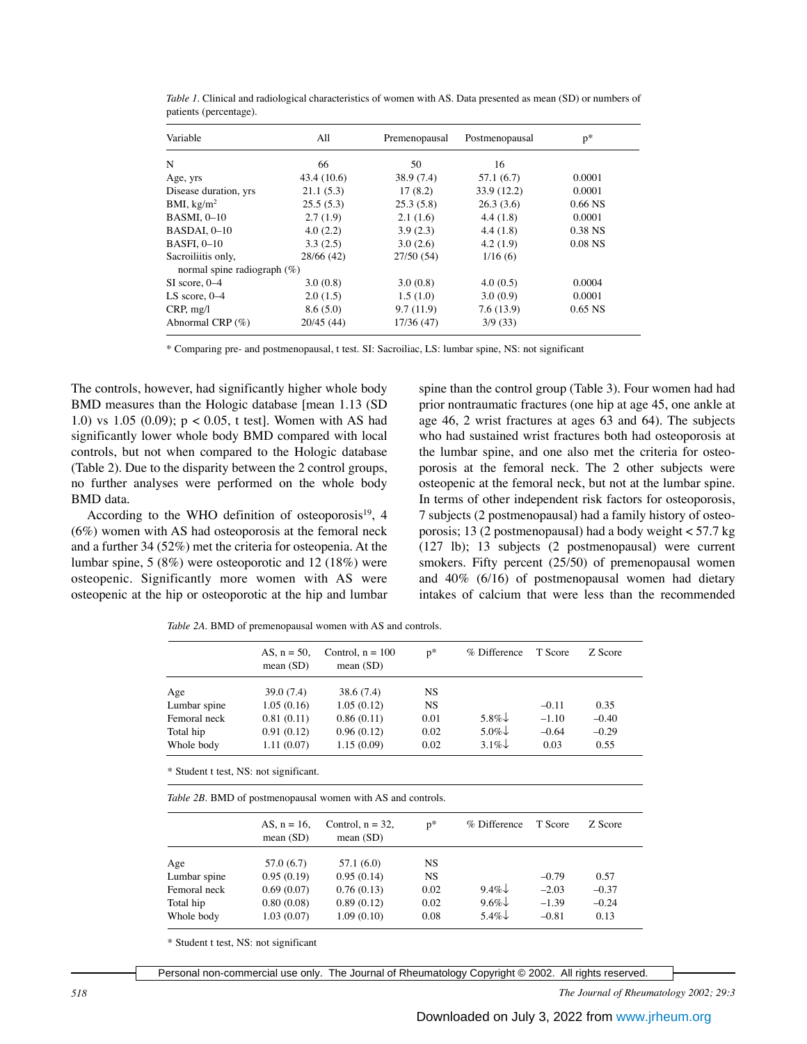*Table 1*. Clinical and radiological characteristics of women with AS. Data presented as mean (SD) or numbers of patients (percentage).

| Variable | All | Premenopausal | Postmenopausal | p* |
|---|---|---|---|---|
| N | 66 | 50 | 16 | |
| Age, yrs | 43.4 (10.6) | 38.9 (7.4) | 57.1 (6.7) | 0.0001 |
| Disease duration, yrs | 21.1 (5.3) | 17 (8.2) | 33.9 (12.2) | 0.0001 |
| BMI, kg/m$^2$ | 25.5 (5.3) | 25.3 (5.8) | 26.3 (3.6) | 0.66 NS |
| BASMI, 0–10 | 2.7 (1.9) | 2.1 (1.6) | 4.4 (1.8) | 0.0001 |
| BASDAI, 0–10 | 4.0 (2.2) | 3.9 (2.3) | 4.4 (1.8) | 0.38 NS |
| BASFI, 0–10 | 3.3 (2.5) | 3.0 (2.6) | 4.2 (1.9) | 0.08 NS |
| Sacroiliitis only, normal spine radiograph (%) | 28/66 (42) | 27/50 (54) | 1/16 (6) | |
| SI score, 0–4 | 3.0 (0.8) | 3.0 (0.8) | 4.0 (0.5) | 0.0004 |
| LS score, 0–4 | 2.0 (1.5) | 1.5 (1.0) | 3.0 (0.9) | 0.0001 |
| CRP, mg/l | 8.6 (5.0) | 9.7 (11.9) | 7.6 (13.9) | 0.65 NS |
| Abnormal CRP (%) | 20/45 (44) | 17/36 (47) | 3/9 (33) | |

\* Comparing pre- and postmenopausal, t test. SI: Sacroiliac, LS: lumbar spine, NS: not significant

The controls, however, had significantly higher whole body BMD measures than the Hologic database [mean 1.13 (SD 1.0) vs 1.05 (0.09); $p < 0.05$, t test]. Women with AS had significantly lower whole body BMD compared with local controls, but not when compared to the Hologic database (Table 2). Due to the disparity between the 2 control groups, no further analyses were performed on the whole body BMD data.

According to the WHO definition of osteoporosis[19], 4 (6%) women with AS had osteoporosis at the femoral neck and a further 34 (52%) met the criteria for osteopenia. At the lumbar spine, 5 (8%) were osteoporotic and 12 (18%) were osteopenic. Significantly more women with AS were osteopenic at the hip or osteoporotic at the hip and lumbar spine than the control group (Table 3). Four women had had prior nontraumatic fractures (one hip at age 45, one ankle at age 46, 2 wrist fractures at ages 63 and 64). The subjects who had sustained wrist fractures both had osteoporosis at the lumbar spine, and one also met the criteria for osteoporosis at the femoral neck. The 2 other subjects were osteopenic at the femoral neck, but not at the lumbar spine. In terms of other independent risk factors for osteoporosis, 7 subjects (2 postmenopausal) had a family history of osteoporosis; 13 (2 postmenopausal) had a body weight < 57.7 kg (127 lb); 13 subjects (2 postmenopausal) were current smokers. Fifty percent (25/50) of premenopausal women and 40% (6/16) of postmenopausal women had dietary intakes of calcium that were less than the recommended

*Table 2A*. BMD of premenopausal women with AS and controls.

| | AS, n = 50, mean (SD) | Control, n = 100 mean (SD) | p* | % Difference | T Score | Z Score |
|---|---|---|---|---|---|---|
| Age | 39.0 (7.4) | 38.6 (7.4) | NS | | | |
| Lumbar spine | 1.05 (0.16) | 1.05 (0.12) | NS | | –0.11 | 0.35 |
| Femoral neck | 0.81 (0.11) | 0.86 (0.11) | 0.01 | 5.8%↓ | –1.10 | –0.40 |
| Total hip | 0.91 (0.12) | 0.96 (0.12) | 0.02 | 5.0%↓ | –0.64 | –0.29 |
| Whole body | 1.11 (0.07) | 1.15 (0.09) | 0.02 | 3.1%↓ | 0.03 | 0.55 |

\* Student t test, NS: not significant.

*Table 2B*. BMD of postmenopausal women with AS and controls.

| | AS, n = 16, mean (SD) | Control, n = 32, mean (SD) | p* | % Difference | T Score | Z Score |
|---|---|---|---|---|---|---|
| Age | 57.0 (6.7) | 57.1 (6.0) | NS | | | |
| Lumbar spine | 0.95 (0.19) | 0.95 (0.14) | NS | | –0.79 | 0.57 |
| Femoral neck | 0.69 (0.07) | 0.76 (0.13) | 0.02 | 9.4%↓ | –2.03 | –0.37 |
| Total hip | 0.80 (0.08) | 0.89 (0.12) | 0.02 | 9.6%↓ | –1.39 | –0.24 |
| Whole body | 1.03 (0.07) | 1.09 (0.10) | 0.08 | 5.4%↓ | –0.81 | 0.13 |

\* Student t test, NS: not significant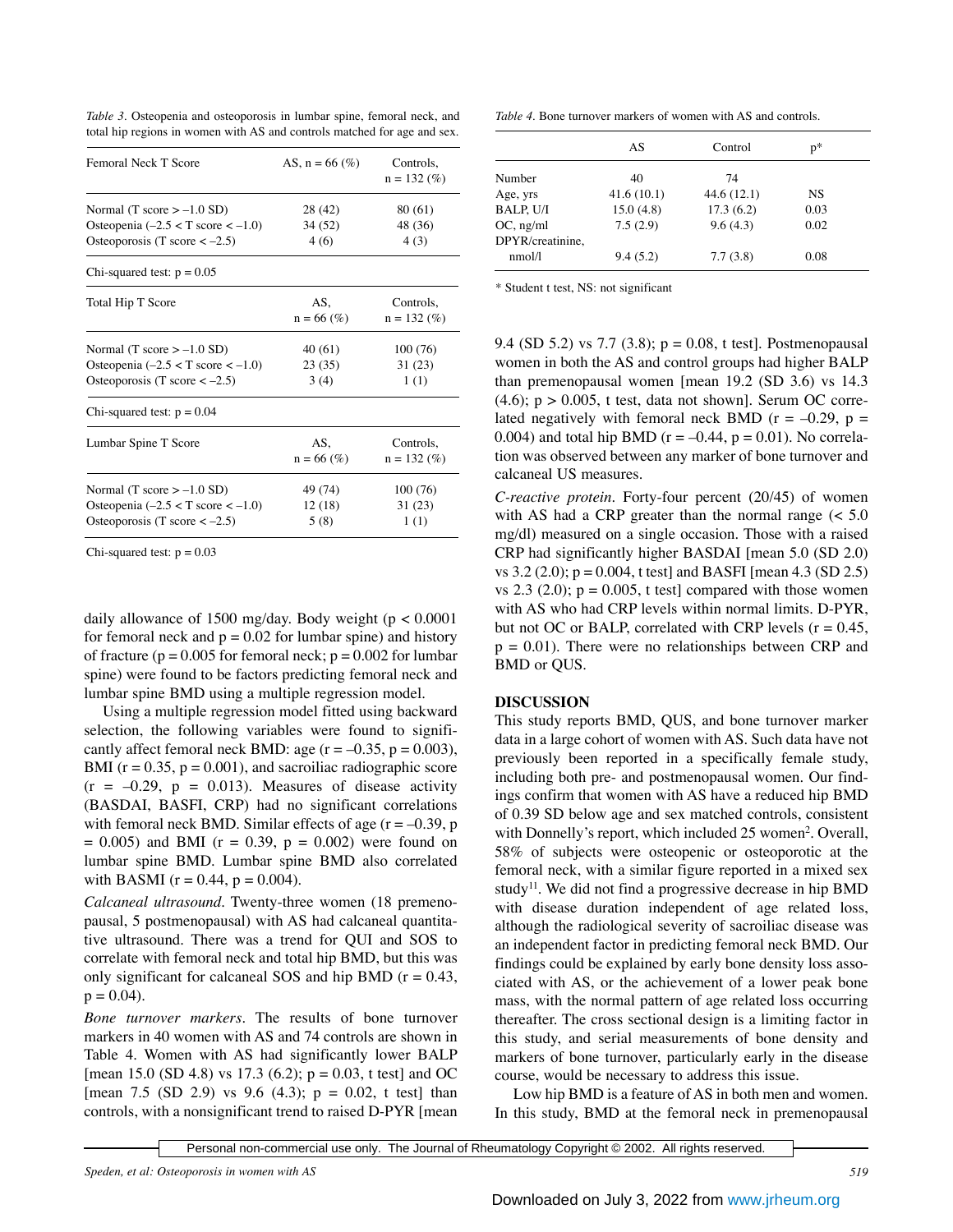*Table 3*. Osteopenia and osteoporosis in lumbar spine, femoral neck, and total hip regions in women with AS and controls matched for age and sex.

| Femoral Neck T Score | AS, n = 66 (%) | Controls, n = 132 (%) |
|---|---|---|
| Normal (T score > –1.0 SD) | 28 (42) | 80 (61) |
| Osteopenia (–2.5 < T score < –1.0) | 34 (52) | 48 (36) |
| Osteoporosis (T score < –2.5) | 4 (6) | 4 (3) |
| Chi-squared test: p = 0.05 | | |
| **Total Hip T Score** | **AS, n = 66 (%)** | **Controls, n = 132 (%)** |
| Normal (T score > –1.0 SD) | 40 (61) | 100 (76) |
| Osteopenia (–2.5 < T score < –1.0) | 23 (35) | 31 (23) |
| Osteoporosis (T score < –2.5) | 3 (4) | 1 (1) |
| Chi-squared test: p = 0.04 | | |
| **Lumbar Spine T Score** | **AS, n = 66 (%)** | **Controls, n = 132 (%)** |
| Normal (T score > –1.0 SD) | 49 (74) | 100 (76) |
| Osteopenia (–2.5 < T score < –1.0) | 12 (18) | 31 (23) |
| Osteoporosis (T score < –2.5) | 5 (8) | 1 (1) |
| Chi-squared test: p = 0.03 | | |

daily allowance of 1500 mg/day. Body weight ($p < 0.0001$ for femoral neck and $p = 0.02$ for lumbar spine) and history of fracture ($p = 0.005$ for femoral neck; $p = 0.002$ for lumbar spine) were found to be factors predicting femoral neck and lumbar spine BMD using a multiple regression model.

Using a multiple regression model fitted using backward selection, the following variables were found to significantly affect femoral neck BMD: age ($r = –0.35$, $p = 0.003$), BMI ($r = 0.35$, $p = 0.001$), and sacroiliac radiographic score ($r = –0.29$, $p = 0.013$). Measures of disease activity (BASDAI, BASFI, CRP) had no significant correlations with femoral neck BMD. Similar effects of age ($r = –0.39$, $p = 0.005$) and BMI ($r = 0.39$, $p = 0.002$) were found on lumbar spine BMD. Lumbar spine BMD also correlated with BASMI ($r = 0.44$, $p = 0.004$).

*Calcaneal ultrasound*. Twenty-three women (18 premenopausal, 5 postmenopausal) with AS had calcaneal quantitative ultrasound. There was a trend for QUI and SOS to correlate with femoral neck and total hip BMD, but this was only significant for calcaneal SOS and hip BMD ($r = 0.43$, $p = 0.04$).

*Bone turnover markers*. The results of bone turnover markers in 40 women with AS and 74 controls are shown in Table 4. Women with AS had significantly lower BALP [mean 15.0 (SD 4.8) vs 17.3 (6.2); $p = 0.03$, t test] and OC [mean 7.5 (SD 2.9) vs 9.6 (4.3); $p = 0.02$, t test] than controls, with a nonsignificant trend to raised D-PYR [mean 9.4 (SD 5.2) vs 7.7 (3.8); $p = 0.08$, t test]. Postmenopausal women in both the AS and control groups had higher BALP than premenopausal women [mean 19.2 (SD 3.6) vs 14.3 (4.6); $p > 0.005$, t test, data not shown]. Serum OC correlated negatively with femoral neck BMD ($r = –0.29$, $p = 0.004$) and total hip BMD ($r = –0.44$, $p = 0.01$). No correlation was observed between any marker of bone turnover and calcaneal US measures.

*Table 4*. Bone turnover markers of women with AS and controls.

| | AS | Control | p* |
|---|---|---|---|
| Number | 40 | 74 | |
| Age, yrs | 41.6 (10.1) | 44.6 (12.1) | NS |
| BALP, U/l | 15.0 (4.8) | 17.3 (6.2) | 0.03 |
| OC, ng/ml | 7.5 (2.9) | 9.6 (4.3) | 0.02 |
| DPYR/creatinine, nmol/l | 9.4 (5.2) | 7.7 (3.8) | 0.08 |

\* Student t test, NS: not significant

*C-reactive protein*. Forty-four percent (20/45) of women with AS had a CRP greater than the normal range (< 5.0 mg/dl) measured on a single occasion. Those with a raised CRP had significantly higher BASDAI [mean 5.0 (SD 2.0) vs 3.2 (2.0); $p = 0.004$, t test] and BASFI [mean 4.3 (SD 2.5) vs 2.3 (2.0); $p = 0.005$, t test] compared with those women with AS who had CRP levels within normal limits. D-PYR, but not OC or BALP, correlated with CRP levels ($r = 0.45$, $p = 0.01$). There were no relationships between CRP and BMD or QUS.

## DISCUSSION

This study reports BMD, QUS, and bone turnover marker data in a large cohort of women with AS. Such data have not previously been reported in a specifically female study, including both pre- and postmenopausal women. Our findings confirm that women with AS have a reduced hip BMD of 0.39 SD below age and sex matched controls, consistent with Donnelly's report, which included 25 women[2]. Overall, 58% of subjects were osteopenic or osteoporotic at the femoral neck, with a similar figure reported in a mixed sex study[11]. We did not find a progressive decrease in hip BMD with disease duration independent of age related loss, although the radiological severity of sacroiliac disease was an independent factor in predicting femoral neck BMD. Our findings could be explained by early bone density loss associated with AS, or the achievement of a lower peak bone mass, with the normal pattern of age related loss occurring thereafter. The cross sectional design is a limiting factor in this study, and serial measurements of bone density and markers of bone turnover, particularly early in the disease course, would be necessary to address this issue.

Low hip BMD is a feature of AS in both men and women. In this study, BMD at the femoral neck in premenopausal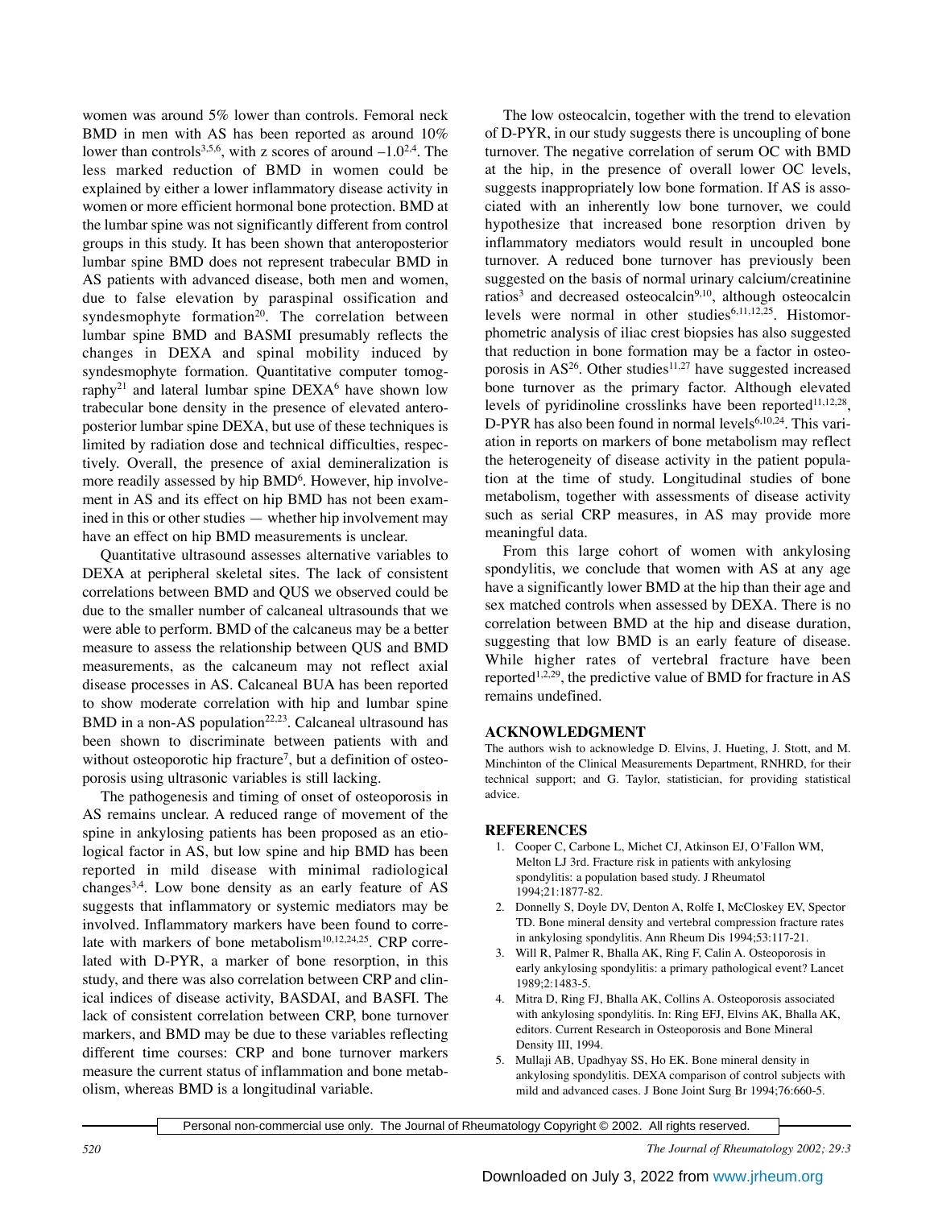women was around 5% lower than controls. Femoral neck BMD in men with AS has been reported as around 10% lower than controls[3,5,6], with z scores of around –1.0[2,4]. The less marked reduction of BMD in women could be explained by either a lower inflammatory disease activity in women or more efficient hormonal bone protection. BMD at the lumbar spine was not significantly different from control groups in this study. It has been shown that anteroposterior lumbar spine BMD does not represent trabecular BMD in AS patients with advanced disease, both men and women, due to false elevation by paraspinal ossification and syndesmophyte formation[20]. The correlation between lumbar spine BMD and BASMI presumably reflects the changes in DEXA and spinal mobility induced by syndesmophyte formation. Quantitative computer tomography[21] and lateral lumbar spine DEXA[6] have shown low trabecular bone density in the presence of elevated anteroposterior lumbar spine DEXA, but use of these techniques is limited by radiation dose and technical difficulties, respectively. Overall, the presence of axial demineralization is more readily assessed by hip BMD[6]. However, hip involvement in AS and its effect on hip BMD has not been examined in this or other studies — whether hip involvement may have an effect on hip BMD measurements is unclear.

Quantitative ultrasound assesses alternative variables to DEXA at peripheral skeletal sites. The lack of consistent correlations between BMD and QUS we observed could be due to the smaller number of calcaneal ultrasounds that we were able to perform. BMD of the calcaneus may be a better measure to assess the relationship between QUS and BMD measurements, as the calcaneum may not reflect axial disease processes in AS. Calcaneal BUA has been reported to show moderate correlation with hip and lumbar spine BMD in a non-AS population[22,23]. Calcaneal ultrasound has been shown to discriminate between patients with and without osteoporotic hip fracture[7], but a definition of osteoporosis using ultrasonic variables is still lacking.

The pathogenesis and timing of onset of osteoporosis in AS remains unclear. A reduced range of movement of the spine in ankylosing patients has been proposed as an etiological factor in AS, but low spine and hip BMD has been reported in mild disease with minimal radiological changes[3,4]. Low bone density as an early feature of AS suggests that inflammatory or systemic mediators may be involved. Inflammatory markers have been found to correlate with markers of bone metabolism[10,12,24,25]. CRP correlated with D-PYR, a marker of bone resorption, in this study, and there was also correlation between CRP and clinical indices of disease activity, BASDAI, and BASFI. The lack of consistent correlation between CRP, bone turnover markers, and BMD may be due to these variables reflecting different time courses: CRP and bone turnover markers measure the current status of inflammation and bone metabolism, whereas BMD is a longitudinal variable.

The low osteocalcin, together with the trend to elevation of D-PYR, in our study suggests there is uncoupling of bone turnover. The negative correlation of serum OC with BMD at the hip, in the presence of overall lower OC levels, suggests inappropriately low bone formation. If AS is associated with an inherently low bone turnover, we could hypothesize that increased bone resorption driven by inflammatory mediators would result in uncoupled bone turnover. A reduced bone turnover has previously been suggested on the basis of normal urinary calcium/creatinine ratios[3] and decreased osteocalcin[9,10], although osteocalcin levels were normal in other studies[6,11,12,25]. Histomorphometric analysis of iliac crest biopsies has also suggested that reduction in bone formation may be a factor in osteoporosis in AS[26]. Other studies[11,27] have suggested increased bone turnover as the primary factor. Although elevated levels of pyridinoline crosslinks have been reported[11,12,28], D-PYR has also been found in normal levels[6,10,24]. This variation in reports on markers of bone metabolism may reflect the heterogeneity of disease activity in the patient population at the time of study. Longitudinal studies of bone metabolism, together with assessments of disease activity such as serial CRP measures, in AS may provide more meaningful data.

From this large cohort of women with ankylosing spondylitis, we conclude that women with AS at any age have a significantly lower BMD at the hip than their age and sex matched controls when assessed by DEXA. There is no correlation between BMD at the hip and disease duration, suggesting that low BMD is an early feature of disease. While higher rates of vertebral fracture have been reported[1,2,29], the predictive value of BMD for fracture in AS remains undefined.

## ACKNOWLEDGMENT

The authors wish to acknowledge D. Elvins, J. Hueting, J. Stott, and M. Minchinton of the Clinical Measurements Department, RNHRD, for their technical support; and G. Taylor, statistician, for providing statistical advice.

## REFERENCES

1. Cooper C, Carbone L, Michet CJ, Atkinson EJ, O'Fallon WM, Melton LJ 3rd. Fracture risk in patients with ankylosing spondylitis: a population based study. J Rheumatol 1994;21:1877-82.
2. Donnelly S, Doyle DV, Denton A, Rolfe I, McCloskey EV, Spector TD. Bone mineral density and vertebral compression fracture rates in ankylosing spondylitis. Ann Rheum Dis 1994;53:117-21.
3. Will R, Palmer R, Bhalla AK, Ring F, Calin A. Osteoporosis in early ankylosing spondylitis: a primary pathological event? Lancet 1989;2:1483-5.
4. Mitra D, Ring FJ, Bhalla AK, Collins A. Osteoporosis associated with ankylosing spondylitis. In: Ring EFJ, Elvins AK, Bhalla AK, editors. Current Research in Osteoporosis and Bone Mineral Density III, 1994.
5. Mullaji AB, Upadhyay SS, Ho EK. Bone mineral density in ankylosing spondylitis. DEXA comparison of control subjects with mild and advanced cases. J Bone Joint Surg Br 1994;76:660-5.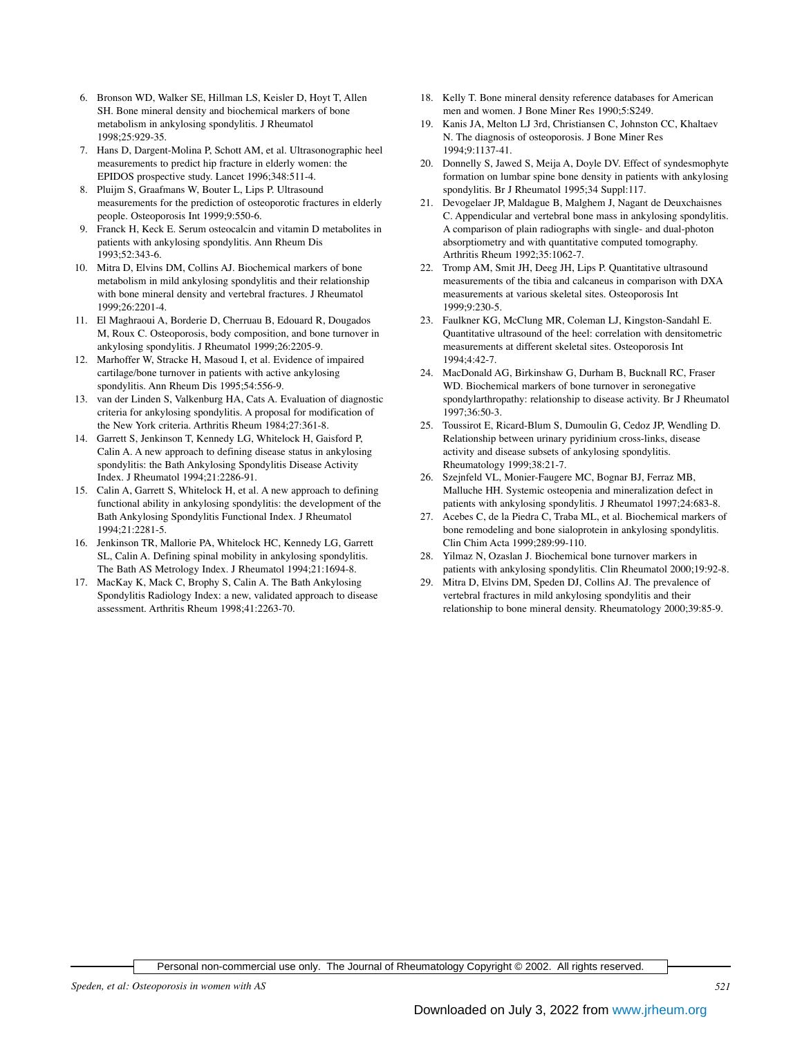6. Bronson WD, Walker SE, Hillman LS, Keisler D, Hoyt T, Allen SH. Bone mineral density and biochemical markers of bone metabolism in ankylosing spondylitis. J Rheumatol 1998;25:929-35.
7. Hans D, Dargent-Molina P, Schott AM, et al. Ultrasonographic heel measurements to predict hip fracture in elderly women: the EPIDOS prospective study. Lancet 1996;348:511-4.
8. Pluijm S, Graafmans W, Bouter L, Lips P. Ultrasound measurements for the prediction of osteoporotic fractures in elderly people. Osteoporosis Int 1999;9:550-6.
9. Franck H, Keck E. Serum osteocalcin and vitamin D metabolites in patients with ankylosing spondylitis. Ann Rheum Dis 1993;52:343-6.
10. Mitra D, Elvins DM, Collins AJ. Biochemical markers of bone metabolism in mild ankylosing spondylitis and their relationship with bone mineral density and vertebral fractures. J Rheumatol 1999;26:2201-4.
11. El Maghraoui A, Borderie D, Cherruau B, Edouard R, Dougados M, Roux C. Osteoporosis, body composition, and bone turnover in ankylosing spondylitis. J Rheumatol 1999;26:2205-9.
12. Marhoffer W, Stracke H, Masoud I, et al. Evidence of impaired cartilage/bone turnover in patients with active ankylosing spondylitis. Ann Rheum Dis 1995;54:556-9.
13. van der Linden S, Valkenburg HA, Cats A. Evaluation of diagnostic criteria for ankylosing spondylitis. A proposal for modification of the New York criteria. Arthritis Rheum 1984;27:361-8.
14. Garrett S, Jenkinson T, Kennedy LG, Whitelock H, Gaisford P, Calin A. A new approach to defining disease status in ankylosing spondylitis: the Bath Ankylosing Spondylitis Disease Activity Index. J Rheumatol 1994;21:2286-91.
15. Calin A, Garrett S, Whitelock H, et al. A new approach to defining functional ability in ankylosing spondylitis: the development of the Bath Ankylosing Spondylitis Functional Index. J Rheumatol 1994;21:2281-5.
16. Jenkinson TR, Mallorie PA, Whitelock HC, Kennedy LG, Garrett SL, Calin A. Defining spinal mobility in ankylosing spondylitis. The Bath AS Metrology Index. J Rheumatol 1994;21:1694-8.
17. MacKay K, Mack C, Brophy S, Calin A. The Bath Ankylosing Spondylitis Radiology Index: a new, validated approach to disease assessment. Arthritis Rheum 1998;41:2263-70.
18. Kelly T. Bone mineral density reference databases for American men and women. J Bone Miner Res 1990;5:S249.
19. Kanis JA, Melton LJ 3rd, Christiansen C, Johnston CC, Khaltaev N. The diagnosis of osteoporosis. J Bone Miner Res 1994;9:1137-41.
20. Donnelly S, Jawed S, Meija A, Doyle DV. Effect of syndesmophyte formation on lumbar spine bone density in patients with ankylosing spondylitis. Br J Rheumatol 1995;34 Suppl:117.
21. Devogelaer JP, Maldague B, Malghem J, Nagant de Deuxchaisnes C. Appendicular and vertebral bone mass in ankylosing spondylitis. A comparison of plain radiographs with single- and dual-photon absorptiometry and with quantitative computed tomography. Arthritis Rheum 1992;35:1062-7.
22. Tromp AM, Smit JH, Deeg JH, Lips P. Quantitative ultrasound measurements of the tibia and calcaneus in comparison with DXA measurements at various skeletal sites. Osteoporosis Int 1999;9:230-5.
23. Faulkner KG, McClung MR, Coleman LJ, Kingston-Sandahl E. Quantitative ultrasound of the heel: correlation with densitometric measurements at different skeletal sites. Osteoporosis Int 1994;4:42-7.
24. MacDonald AG, Birkinshaw G, Durham B, Bucknall RC, Fraser WD. Biochemical markers of bone turnover in seronegative spondylarthropathy: relationship to disease activity. Br J Rheumatol 1997;36:50-3.
25. Toussirot E, Ricard-Blum S, Dumoulin G, Cedoz JP, Wendling D. Relationship between urinary pyridinium cross-links, disease activity and disease subsets of ankylosing spondylitis. Rheumatology 1999;38:21-7.
26. Szejnfeld VL, Monier-Faugere MC, Bognar BJ, Ferraz MB, Malluche HH. Systemic osteopenia and mineralization defect in patients with ankylosing spondylitis. J Rheumatol 1997;24:683-8.
27. Acebes C, de la Piedra C, Traba ML, et al. Biochemical markers of bone remodeling and bone sialoprotein in ankylosing spondylitis. Clin Chim Acta 1999;289:99-110.
28. Yilmaz N, Ozaslan J. Biochemical bone turnover markers in patients with ankylosing spondylitis. Clin Rheumatol 2000;19:92-8.
29. Mitra D, Elvins DM, Speden DJ, Collins AJ. The prevalence of vertebral fractures in mild ankylosing spondylitis and their relationship to bone mineral density. Rheumatology 2000;39:85-9.